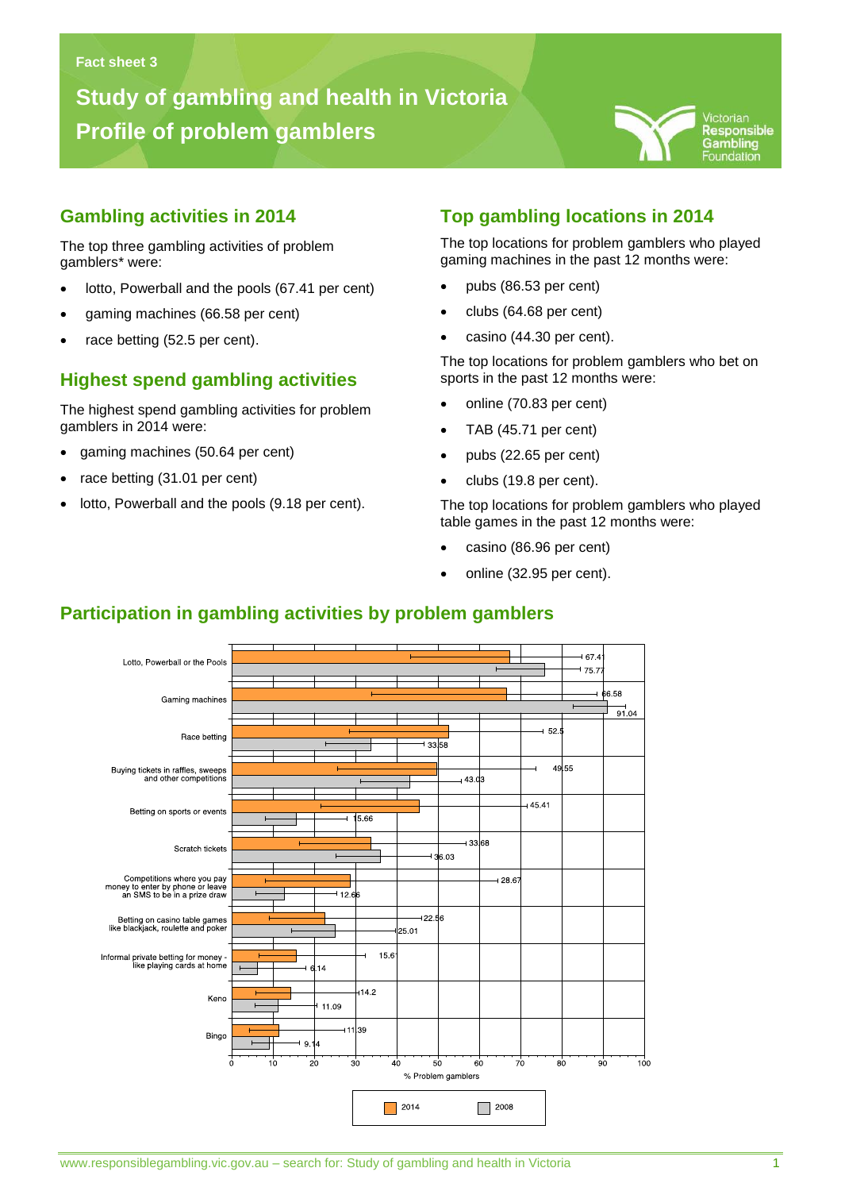Fact sheet 3

# Study of gambling and health in Victoria
# Profile of problem gamblers

## Gambling activities in 2014

The top three gambling activities of problem gamblers* were:

- lotto, Powerball and the pools (67.41 per cent)
- gaming machines (66.58 per cent)
- race betting (52.5 per cent).

## Highest spend gambling activities

The highest spend gambling activities for problem gamblers in 2014 were:

- gaming machines (50.64 per cent)
- race betting (31.01 per cent)
- lotto, Powerball and the pools (9.18 per cent).

## Top gambling locations in 2014

The top locations for problem gamblers who played gaming machines in the past 12 months were:

- pubs (86.53 per cent)
- clubs (64.68 per cent)
- casino (44.30 per cent).

The top locations for problem gamblers who bet on sports in the past 12 months were:

- online (70.83 per cent)
- TAB (45.71 per cent)
- pubs (22.65 per cent)
- clubs (19.8 per cent).

The top locations for problem gamblers who played table games in the past 12 months were:

- casino (86.96 per cent)
- online (32.95 per cent).

## Participation in gambling activities by problem gamblers

Lotto, Powerball or the Pools
67.41
75.77

Gaming machines
66.58
91.04

Race betting
52.5
33.58

Buying tickets in raffles, sweeps and other competitions
49.55
43.03

Betting on sports or events
45.41
15.66

Scratch tickets
33.68
36.03

Competitions where you pay money to enter by phone or leave an SMS to be in a prize draw
28.67
12.66

Betting on casino table games like blackjack, roulette and poker
22.56
25.01

Informal private betting for money - like playing cards at home
15.61
6.14

Keno
14.2
11.09

Bingo
11.39
9.14

0 10 20 30 40 50 60 70 80 90 100

% Problem gamblers

2014
2008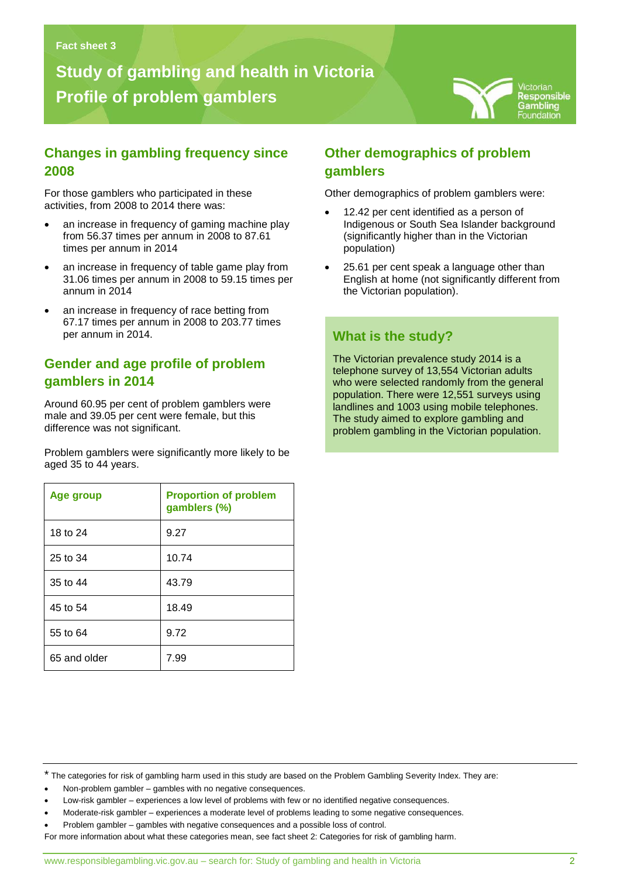Fact sheet 3

# Study of gambling and health in Victoria
# Profile of problem gamblers

## Changes in gambling frequency since 2008

For those gamblers who participated in these activities, from 2008 to 2014 there was:

- an increase in frequency of gaming machine play from 56.37 times per annum in 2008 to 87.61 times per annum in 2014
- an increase in frequency of table game play from 31.06 times per annum in 2008 to 59.15 times per annum in 2014
- an increase in frequency of race betting from 67.17 times per annum in 2008 to 203.77 times per annum in 2014.

## Gender and age profile of problem gamblers in 2014

Around 60.95 per cent of problem gamblers were male and 39.05 per cent were female, but this difference was not significant.

Problem gamblers were significantly more likely to be aged 35 to 44 years.

| Age group | Proportion of problem gamblers (%) |
|---|---|
| 18 to 24 | 9.27 |
| 25 to 34 | 10.74 |
| 35 to 44 | 43.79 |
| 45 to 54 | 18.49 |
| 55 to 64 | 9.72 |
| 65 and older | 7.99 |

## Other demographics of problem gamblers

Other demographics of problem gamblers were:

- 12.42 per cent identified as a person of Indigenous or South Sea Islander background (significantly higher than in the Victorian population)
- 25.61 per cent speak a language other than English at home (not significantly different from the Victorian population).

## What is the study?

The Victorian prevalence study 2014 is a telephone survey of 13,554 Victorian adults who were selected randomly from the general population. There were 12,551 surveys using landlines and 1003 using mobile telephones. The study aimed to explore gambling and problem gambling in the Victorian population.

---

* The categories for risk of gambling harm used in this study are based on the Problem Gambling Severity Index. They are:

- Non-problem gambler – gambles with no negative consequences.
- Low-risk gambler – experiences a low level of problems with few or no identified negative consequences.
- Moderate-risk gambler – experiences a moderate level of problems leading to some negative consequences.
- Problem gambler – gambles with negative consequences and a possible loss of control.

For more information about what these categories mean, see fact sheet 2: Categories for risk of gambling harm.